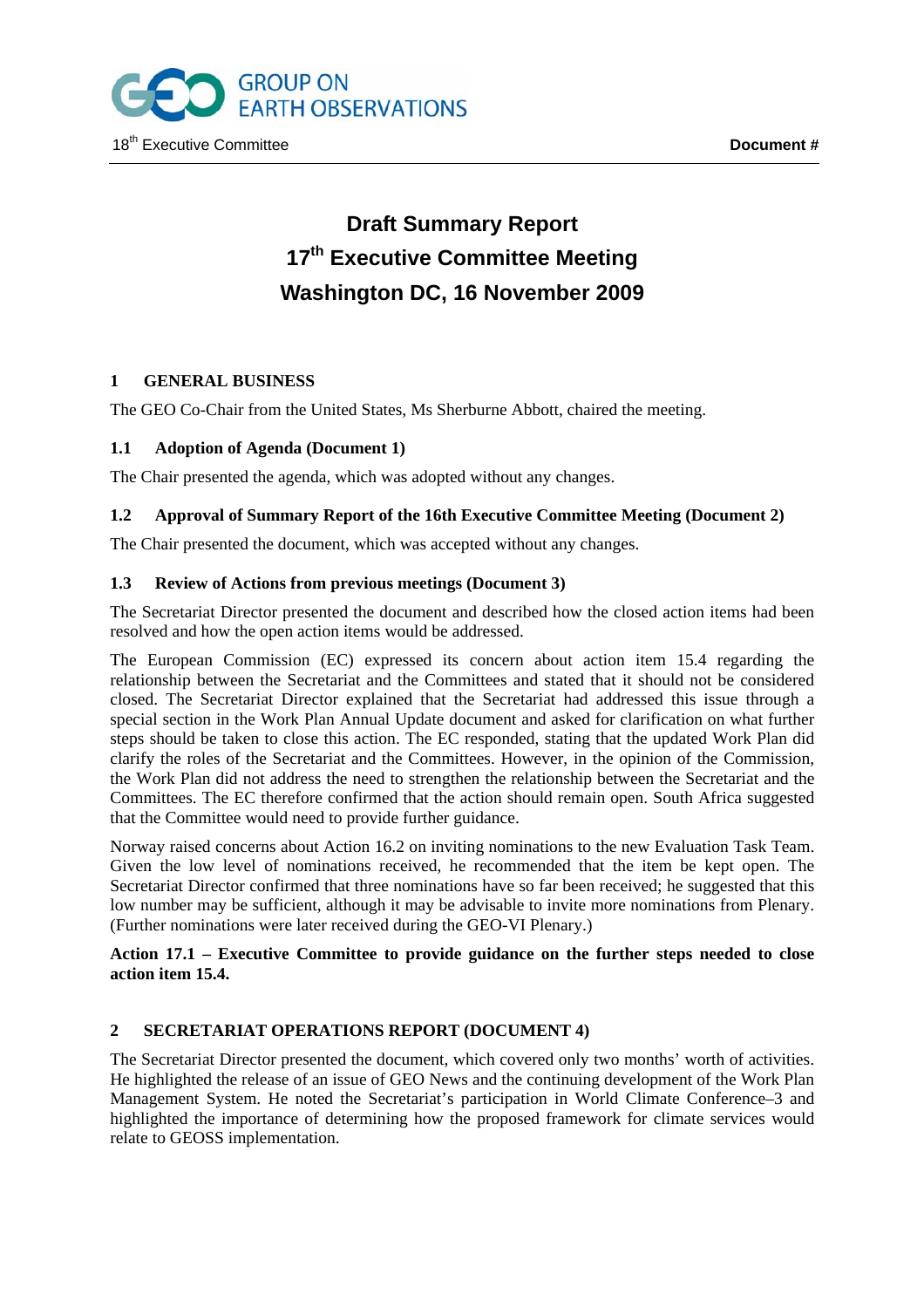# Draft Summary Report
# 17th Executive Committee Meeting
# Washington DC, 16 November 2009

## 1 GENERAL BUSINESS

The GEO Co-Chair from the United States, Ms Sherburne Abbott, chaired the meeting.

### 1.1 Adoption of Agenda (Document 1)

The Chair presented the agenda, which was adopted without any changes.

### 1.2 Approval of Summary Report of the 16th Executive Committee Meeting (Document 2)

The Chair presented the document, which was accepted without any changes.

### 1.3 Review of Actions from previous meetings (Document 3)

The Secretariat Director presented the document and described how the closed action items had been resolved and how the open action items would be addressed.

The European Commission (EC) expressed its concern about action item 15.4 regarding the relationship between the Secretariat and the Committees and stated that it should not be considered closed. The Secretariat Director explained that the Secretariat had addressed this issue through a special section in the Work Plan Annual Update document and asked for clarification on what further steps should be taken to close this action. The EC responded, stating that the updated Work Plan did clarify the roles of the Secretariat and the Committees. However, in the opinion of the Commission, the Work Plan did not address the need to strengthen the relationship between the Secretariat and the Committees. The EC therefore confirmed that the action should remain open. South Africa suggested that the Committee would need to provide further guidance.

Norway raised concerns about Action 16.2 on inviting nominations to the new Evaluation Task Team. Given the low level of nominations received, he recommended that the item be kept open. The Secretariat Director confirmed that three nominations have so far been received; he suggested that this low number may be sufficient, although it may be advisable to invite more nominations from Plenary. (Further nominations were later received during the GEO-VI Plenary.)

**Action 17.1 – Executive Committee to provide guidance on the further steps needed to close action item 15.4.**

## 2 SECRETARIAT OPERATIONS REPORT (DOCUMENT 4)

The Secretariat Director presented the document, which covered only two months' worth of activities. He highlighted the release of an issue of GEO News and the continuing development of the Work Plan Management System. He noted the Secretariat's participation in World Climate Conference–3 and highlighted the importance of determining how the proposed framework for climate services would relate to GEOSS implementation.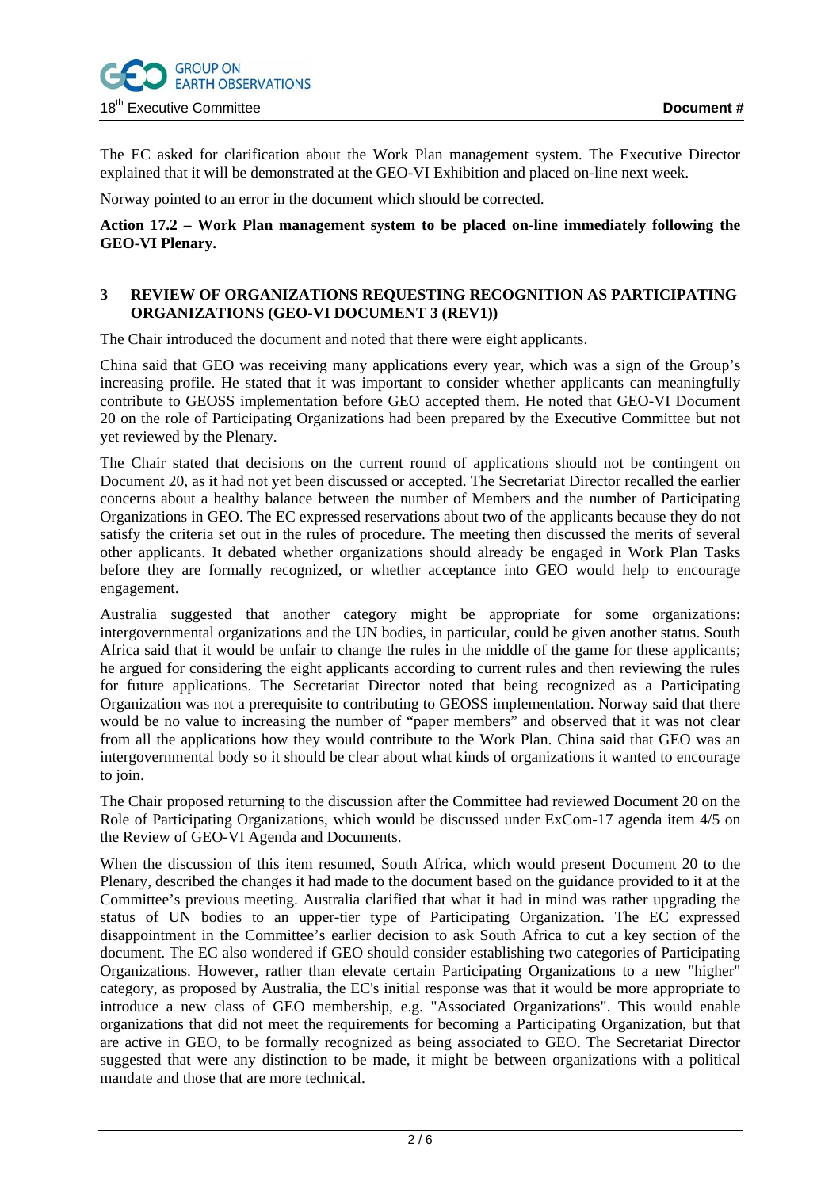The EC asked for clarification about the Work Plan management system. The Executive Director explained that it will be demonstrated at the GEO-VI Exhibition and placed on-line next week.

Norway pointed to an error in the document which should be corrected.

**Action 17.2 – Work Plan management system to be placed on-line immediately following the GEO-VI Plenary.**

## 3 REVIEW OF ORGANIZATIONS REQUESTING RECOGNITION AS PARTICIPATING ORGANIZATIONS (GEO-VI DOCUMENT 3 (REV1))

The Chair introduced the document and noted that there were eight applicants.

China said that GEO was receiving many applications every year, which was a sign of the Group's increasing profile. He stated that it was important to consider whether applicants can meaningfully contribute to GEOSS implementation before GEO accepted them. He noted that GEO-VI Document 20 on the role of Participating Organizations had been prepared by the Executive Committee but not yet reviewed by the Plenary.

The Chair stated that decisions on the current round of applications should not be contingent on Document 20, as it had not yet been discussed or accepted. The Secretariat Director recalled the earlier concerns about a healthy balance between the number of Members and the number of Participating Organizations in GEO. The EC expressed reservations about two of the applicants because they do not satisfy the criteria set out in the rules of procedure. The meeting then discussed the merits of several other applicants. It debated whether organizations should already be engaged in Work Plan Tasks before they are formally recognized, or whether acceptance into GEO would help to encourage engagement.

Australia suggested that another category might be appropriate for some organizations: intergovernmental organizations and the UN bodies, in particular, could be given another status. South Africa said that it would be unfair to change the rules in the middle of the game for these applicants; he argued for considering the eight applicants according to current rules and then reviewing the rules for future applications. The Secretariat Director noted that being recognized as a Participating Organization was not a prerequisite to contributing to GEOSS implementation. Norway said that there would be no value to increasing the number of "paper members" and observed that it was not clear from all the applications how they would contribute to the Work Plan. China said that GEO was an intergovernmental body so it should be clear about what kinds of organizations it wanted to encourage to join.

The Chair proposed returning to the discussion after the Committee had reviewed Document 20 on the Role of Participating Organizations, which would be discussed under ExCom-17 agenda item 4/5 on the Review of GEO-VI Agenda and Documents.

When the discussion of this item resumed, South Africa, which would present Document 20 to the Plenary, described the changes it had made to the document based on the guidance provided to it at the Committee's previous meeting. Australia clarified that what it had in mind was rather upgrading the status of UN bodies to an upper-tier type of Participating Organization. The EC expressed disappointment in the Committee's earlier decision to ask South Africa to cut a key section of the document. The EC also wondered if GEO should consider establishing two categories of Participating Organizations. However, rather than elevate certain Participating Organizations to a new "higher" category, as proposed by Australia, the EC's initial response was that it would be more appropriate to introduce a new class of GEO membership, e.g. "Associated Organizations". This would enable organizations that did not meet the requirements for becoming a Participating Organization, but that are active in GEO, to be formally recognized as being associated to GEO. The Secretariat Director suggested that were any distinction to be made, it might be between organizations with a political mandate and those that are more technical.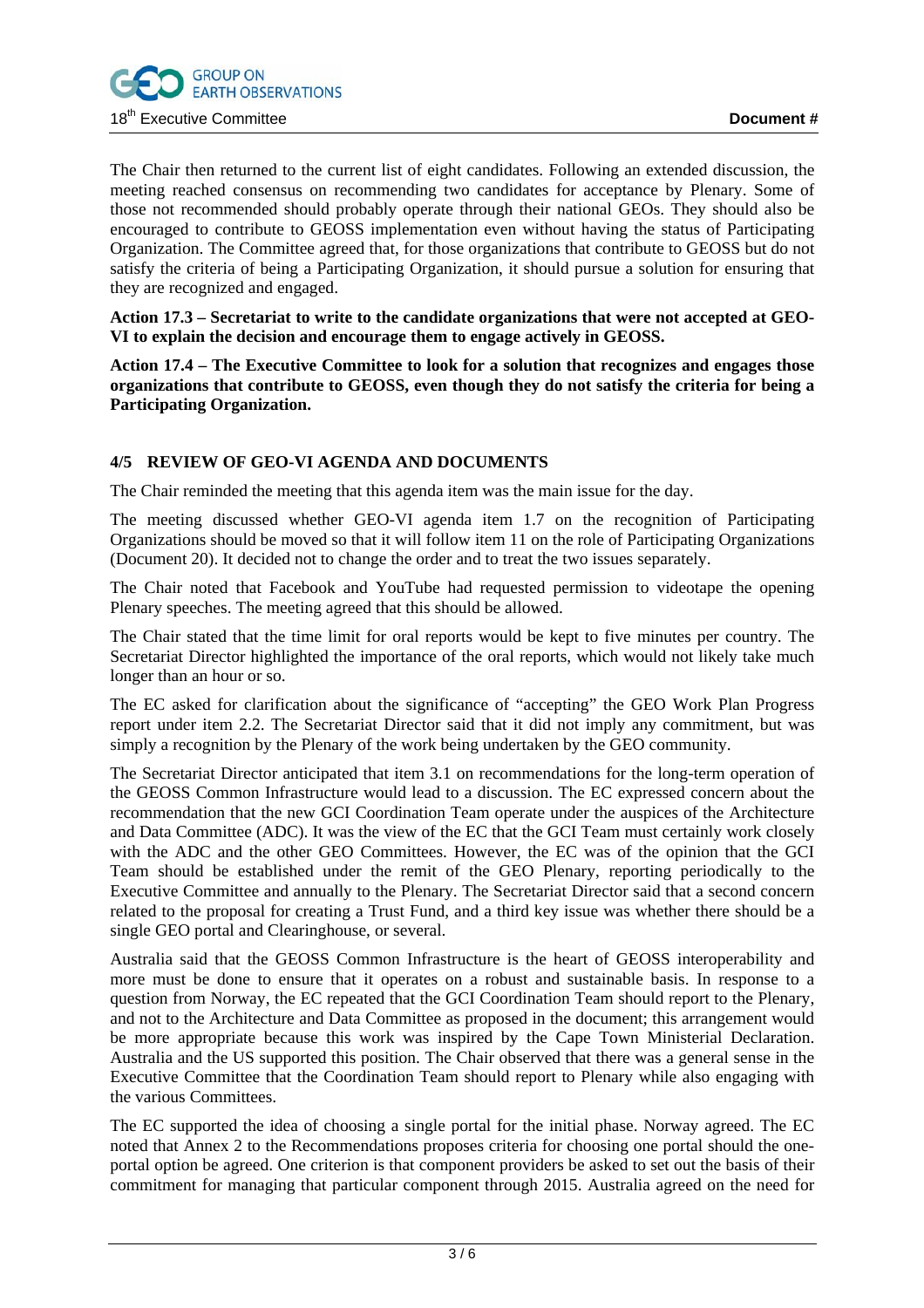The Chair then returned to the current list of eight candidates. Following an extended discussion, the meeting reached consensus on recommending two candidates for acceptance by Plenary. Some of those not recommended should probably operate through their national GEOs. They should also be encouraged to contribute to GEOSS implementation even without having the status of Participating Organization. The Committee agreed that, for those organizations that contribute to GEOSS but do not satisfy the criteria of being a Participating Organization, it should pursue a solution for ensuring that they are recognized and engaged.

**Action 17.3 – Secretariat to write to the candidate organizations that were not accepted at GEO-VI to explain the decision and encourage them to engage actively in GEOSS.**

**Action 17.4 – The Executive Committee to look for a solution that recognizes and engages those organizations that contribute to GEOSS, even though they do not satisfy the criteria for being a Participating Organization.**

## 4/5 REVIEW OF GEO-VI AGENDA AND DOCUMENTS

The Chair reminded the meeting that this agenda item was the main issue for the day.

The meeting discussed whether GEO-VI agenda item 1.7 on the recognition of Participating Organizations should be moved so that it will follow item 11 on the role of Participating Organizations (Document 20). It decided not to change the order and to treat the two issues separately.

The Chair noted that Facebook and YouTube had requested permission to videotape the opening Plenary speeches. The meeting agreed that this should be allowed.

The Chair stated that the time limit for oral reports would be kept to five minutes per country. The Secretariat Director highlighted the importance of the oral reports, which would not likely take much longer than an hour or so.

The EC asked for clarification about the significance of "accepting" the GEO Work Plan Progress report under item 2.2. The Secretariat Director said that it did not imply any commitment, but was simply a recognition by the Plenary of the work being undertaken by the GEO community.

The Secretariat Director anticipated that item 3.1 on recommendations for the long-term operation of the GEOSS Common Infrastructure would lead to a discussion. The EC expressed concern about the recommendation that the new GCI Coordination Team operate under the auspices of the Architecture and Data Committee (ADC). It was the view of the EC that the GCI Team must certainly work closely with the ADC and the other GEO Committees. However, the EC was of the opinion that the GCI Team should be established under the remit of the GEO Plenary, reporting periodically to the Executive Committee and annually to the Plenary. The Secretariat Director said that a second concern related to the proposal for creating a Trust Fund, and a third key issue was whether there should be a single GEO portal and Clearinghouse, or several.

Australia said that the GEOSS Common Infrastructure is the heart of GEOSS interoperability and more must be done to ensure that it operates on a robust and sustainable basis. In response to a question from Norway, the EC repeated that the GCI Coordination Team should report to the Plenary, and not to the Architecture and Data Committee as proposed in the document; this arrangement would be more appropriate because this work was inspired by the Cape Town Ministerial Declaration. Australia and the US supported this position. The Chair observed that there was a general sense in the Executive Committee that the Coordination Team should report to Plenary while also engaging with the various Committees.

The EC supported the idea of choosing a single portal for the initial phase. Norway agreed. The EC noted that Annex 2 to the Recommendations proposes criteria for choosing one portal should the one-portal option be agreed. One criterion is that component providers be asked to set out the basis of their commitment for managing that particular component through 2015. Australia agreed on the need for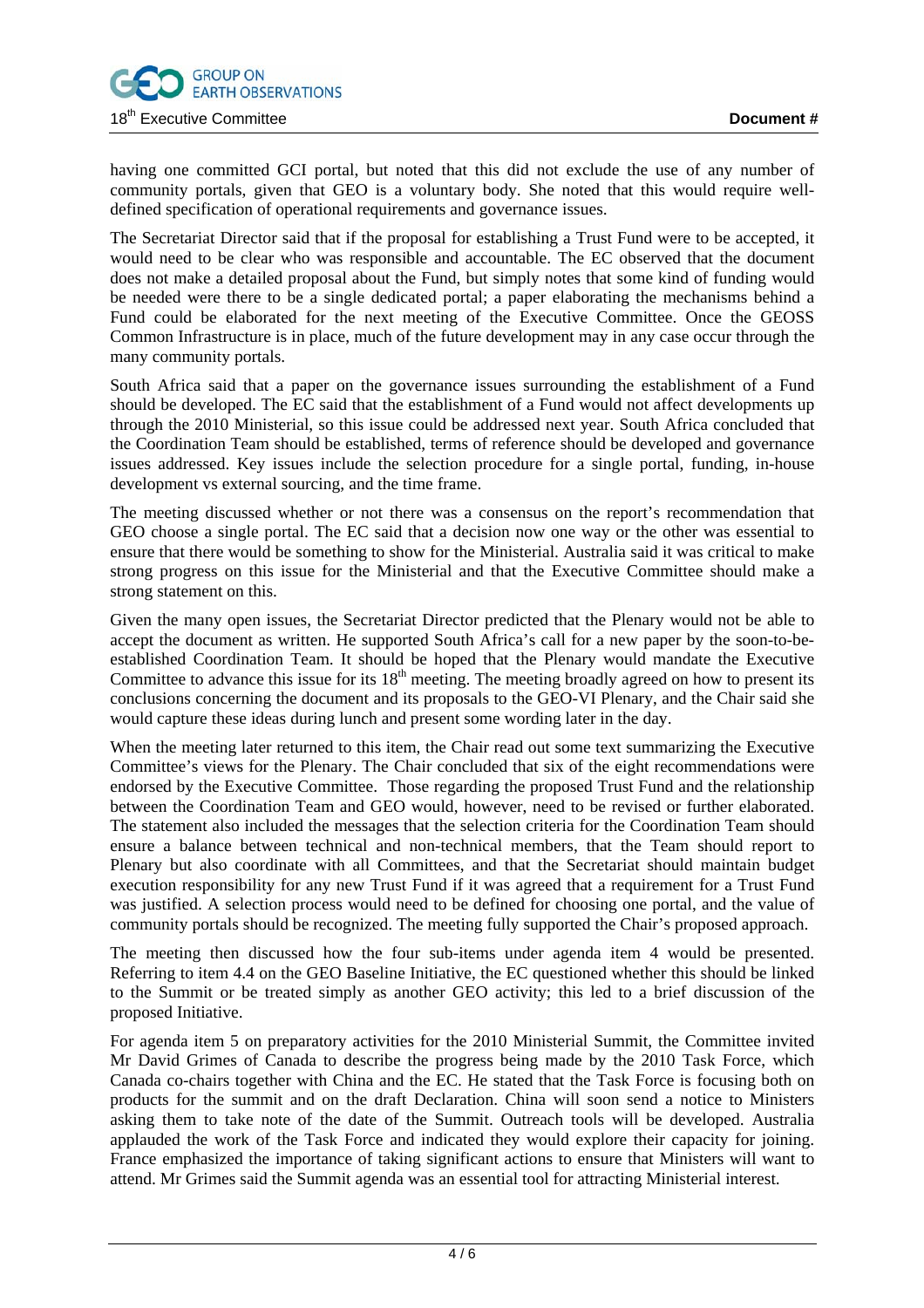having one committed GCI portal, but noted that this did not exclude the use of any number of community portals, given that GEO is a voluntary body. She noted that this would require well-defined specification of operational requirements and governance issues.

The Secretariat Director said that if the proposal for establishing a Trust Fund were to be accepted, it would need to be clear who was responsible and accountable. The EC observed that the document does not make a detailed proposal about the Fund, but simply notes that some kind of funding would be needed were there to be a single dedicated portal; a paper elaborating the mechanisms behind a Fund could be elaborated for the next meeting of the Executive Committee. Once the GEOSS Common Infrastructure is in place, much of the future development may in any case occur through the many community portals.

South Africa said that a paper on the governance issues surrounding the establishment of a Fund should be developed. The EC said that the establishment of a Fund would not affect developments up through the 2010 Ministerial, so this issue could be addressed next year. South Africa concluded that the Coordination Team should be established, terms of reference should be developed and governance issues addressed. Key issues include the selection procedure for a single portal, funding, in-house development vs external sourcing, and the time frame.

The meeting discussed whether or not there was a consensus on the report's recommendation that GEO choose a single portal. The EC said that a decision now one way or the other was essential to ensure that there would be something to show for the Ministerial. Australia said it was critical to make strong progress on this issue for the Ministerial and that the Executive Committee should make a strong statement on this.

Given the many open issues, the Secretariat Director predicted that the Plenary would not be able to accept the document as written. He supported South Africa's call for a new paper by the soon-to-be-established Coordination Team. It should be hoped that the Plenary would mandate the Executive Committee to advance this issue for its 18th meeting. The meeting broadly agreed on how to present its conclusions concerning the document and its proposals to the GEO-VI Plenary, and the Chair said she would capture these ideas during lunch and present some wording later in the day.

When the meeting later returned to this item, the Chair read out some text summarizing the Executive Committee's views for the Plenary. The Chair concluded that six of the eight recommendations were endorsed by the Executive Committee. Those regarding the proposed Trust Fund and the relationship between the Coordination Team and GEO would, however, need to be revised or further elaborated. The statement also included the messages that the selection criteria for the Coordination Team should ensure a balance between technical and non-technical members, that the Team should report to Plenary but also coordinate with all Committees, and that the Secretariat should maintain budget execution responsibility for any new Trust Fund if it was agreed that a requirement for a Trust Fund was justified. A selection process would need to be defined for choosing one portal, and the value of community portals should be recognized. The meeting fully supported the Chair's proposed approach.

The meeting then discussed how the four sub-items under agenda item 4 would be presented. Referring to item 4.4 on the GEO Baseline Initiative, the EC questioned whether this should be linked to the Summit or be treated simply as another GEO activity; this led to a brief discussion of the proposed Initiative.

For agenda item 5 on preparatory activities for the 2010 Ministerial Summit, the Committee invited Mr David Grimes of Canada to describe the progress being made by the 2010 Task Force, which Canada co-chairs together with China and the EC. He stated that the Task Force is focusing both on products for the summit and on the draft Declaration. China will soon send a notice to Ministers asking them to take note of the date of the Summit. Outreach tools will be developed. Australia applauded the work of the Task Force and indicated they would explore their capacity for joining. France emphasized the importance of taking significant actions to ensure that Ministers will want to attend. Mr Grimes said the Summit agenda was an essential tool for attracting Ministerial interest.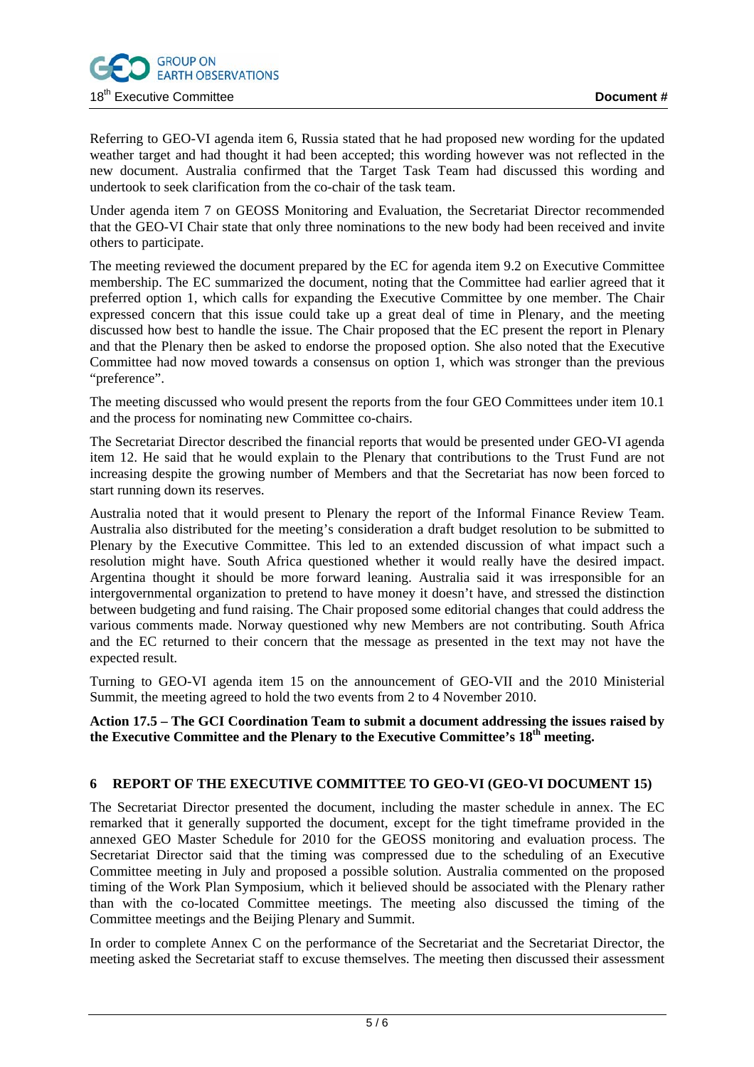Referring to GEO-VI agenda item 6, Russia stated that he had proposed new wording for the updated weather target and had thought it had been accepted; this wording however was not reflected in the new document. Australia confirmed that the Target Task Team had discussed this wording and undertook to seek clarification from the co-chair of the task team.

Under agenda item 7 on GEOSS Monitoring and Evaluation, the Secretariat Director recommended that the GEO-VI Chair state that only three nominations to the new body had been received and invite others to participate.

The meeting reviewed the document prepared by the EC for agenda item 9.2 on Executive Committee membership. The EC summarized the document, noting that the Committee had earlier agreed that it preferred option 1, which calls for expanding the Executive Committee by one member. The Chair expressed concern that this issue could take up a great deal of time in Plenary, and the meeting discussed how best to handle the issue. The Chair proposed that the EC present the report in Plenary and that the Plenary then be asked to endorse the proposed option. She also noted that the Executive Committee had now moved towards a consensus on option 1, which was stronger than the previous "preference".

The meeting discussed who would present the reports from the four GEO Committees under item 10.1 and the process for nominating new Committee co-chairs.

The Secretariat Director described the financial reports that would be presented under GEO-VI agenda item 12. He said that he would explain to the Plenary that contributions to the Trust Fund are not increasing despite the growing number of Members and that the Secretariat has now been forced to start running down its reserves.

Australia noted that it would present to Plenary the report of the Informal Finance Review Team. Australia also distributed for the meeting's consideration a draft budget resolution to be submitted to Plenary by the Executive Committee. This led to an extended discussion of what impact such a resolution might have. South Africa questioned whether it would really have the desired impact. Argentina thought it should be more forward leaning. Australia said it was irresponsible for an intergovernmental organization to pretend to have money it doesn't have, and stressed the distinction between budgeting and fund raising. The Chair proposed some editorial changes that could address the various comments made. Norway questioned why new Members are not contributing. South Africa and the EC returned to their concern that the message as presented in the text may not have the expected result.

Turning to GEO-VI agenda item 15 on the announcement of GEO-VII and the 2010 Ministerial Summit, the meeting agreed to hold the two events from 2 to 4 November 2010.

**Action 17.5 – The GCI Coordination Team to submit a document addressing the issues raised by the Executive Committee and the Plenary to the Executive Committee's 18th meeting.**

## 6 REPORT OF THE EXECUTIVE COMMITTEE TO GEO-VI (GEO-VI DOCUMENT 15)

The Secretariat Director presented the document, including the master schedule in annex. The EC remarked that it generally supported the document, except for the tight timeframe provided in the annexed GEO Master Schedule for 2010 for the GEOSS monitoring and evaluation process. The Secretariat Director said that the timing was compressed due to the scheduling of an Executive Committee meeting in July and proposed a possible solution. Australia commented on the proposed timing of the Work Plan Symposium, which it believed should be associated with the Plenary rather than with the co-located Committee meetings. The meeting also discussed the timing of the Committee meetings and the Beijing Plenary and Summit.

In order to complete Annex C on the performance of the Secretariat and the Secretariat Director, the meeting asked the Secretariat staff to excuse themselves. The meeting then discussed their assessment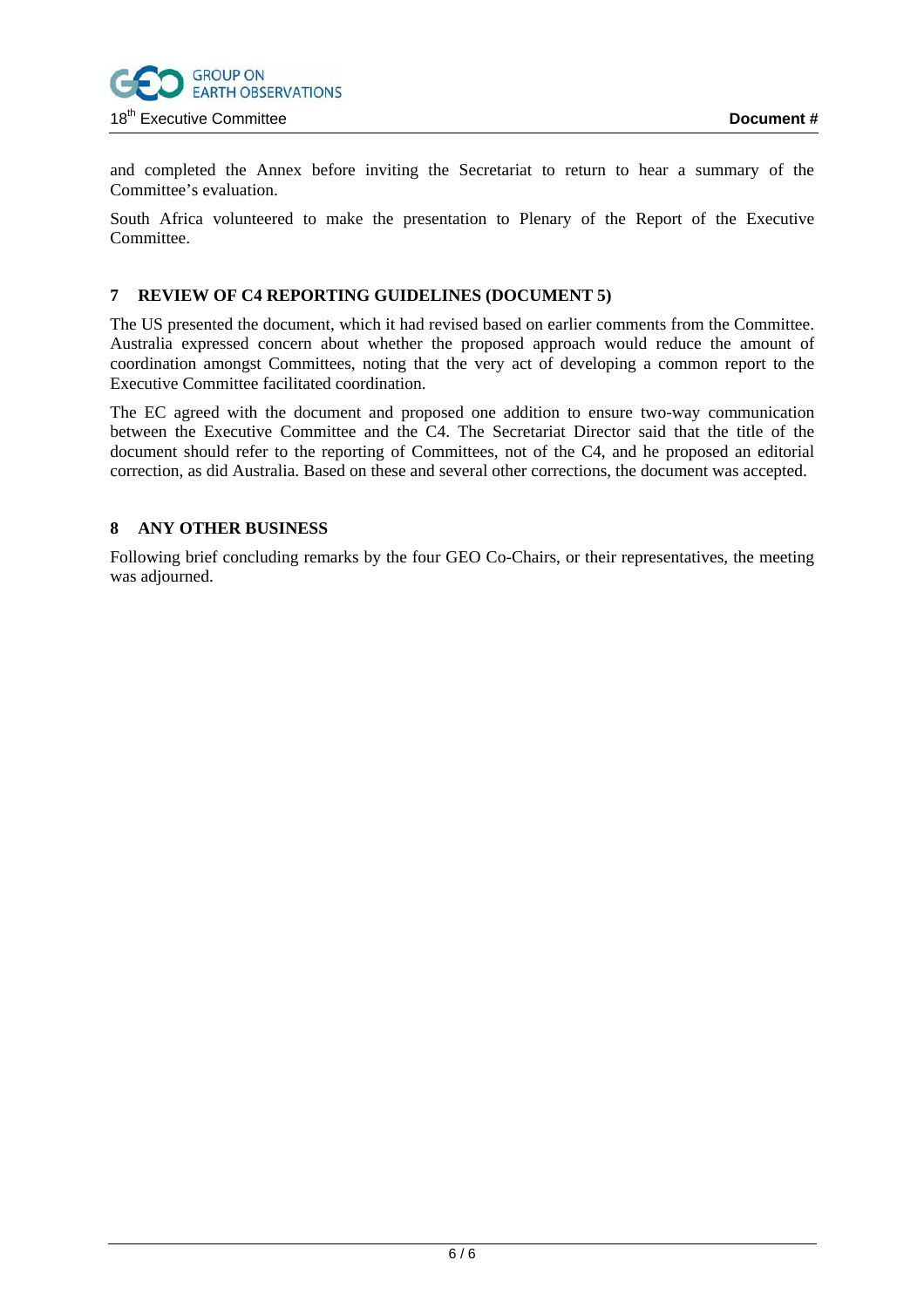and completed the Annex before inviting the Secretariat to return to hear a summary of the Committee's evaluation.

South Africa volunteered to make the presentation to Plenary of the Report of the Executive Committee.

## 7 REVIEW OF C4 REPORTING GUIDELINES (DOCUMENT 5)

The US presented the document, which it had revised based on earlier comments from the Committee. Australia expressed concern about whether the proposed approach would reduce the amount of coordination amongst Committees, noting that the very act of developing a common report to the Executive Committee facilitated coordination.

The EC agreed with the document and proposed one addition to ensure two-way communication between the Executive Committee and the C4. The Secretariat Director said that the title of the document should refer to the reporting of Committees, not of the C4, and he proposed an editorial correction, as did Australia. Based on these and several other corrections, the document was accepted.

## 8 ANY OTHER BUSINESS

Following brief concluding remarks by the four GEO Co-Chairs, or their representatives, the meeting was adjourned.